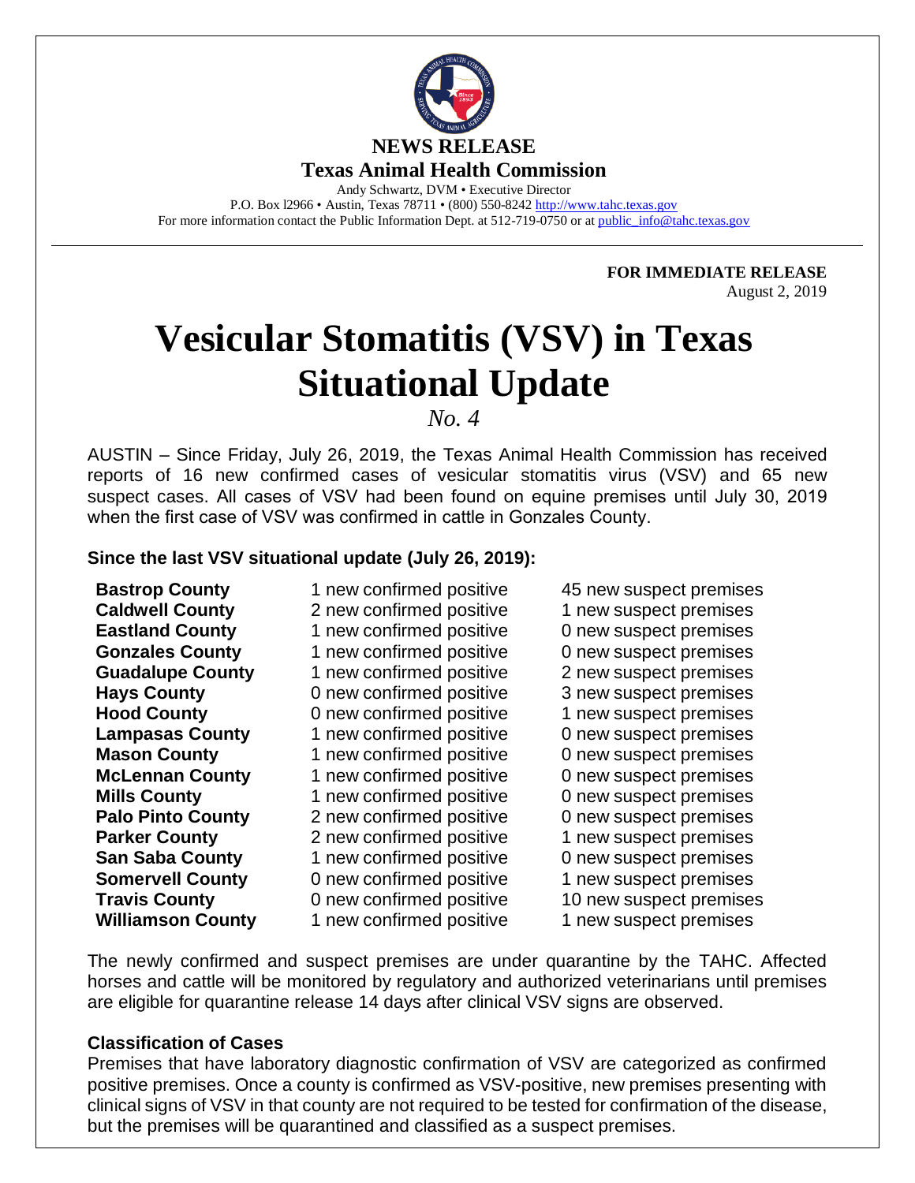**NEWS RELEASE**

**Texas Animal Health Commission**

Andy Schwartz, DVM • Executive Director
P.O. Box l2966 • Austin, Texas 78711 • (800) 550-8242 http://www.tahc.texas.gov
For more information contact the Public Information Dept. at 512-719-0750 or at public_info@tahc.texas.gov

**FOR IMMEDIATE RELEASE**
August 2, 2019

# Vesicular Stomatitis (VSV) in Texas Situational Update

*No. 4*

AUSTIN – Since Friday, July 26, 2019, the Texas Animal Health Commission has received reports of 16 new confirmed cases of vesicular stomatitis virus (VSV) and 65 new suspect cases. All cases of VSV had been found on equine premises until July 30, 2019 when the first case of VSV was confirmed in cattle in Gonzales County.

**Since the last VSV situational update (July 26, 2019):**

| County | Confirmed | Suspect |
|---|---|---|
| **Bastrop County** | 1 new confirmed positive | 45 new suspect premises |
| **Caldwell County** | 2 new confirmed positive | 1 new suspect premises |
| **Eastland County** | 1 new confirmed positive | 0 new suspect premises |
| **Gonzales County** | 1 new confirmed positive | 0 new suspect premises |
| **Guadalupe County** | 1 new confirmed positive | 2 new suspect premises |
| **Hays County** | 0 new confirmed positive | 3 new suspect premises |
| **Hood County** | 0 new confirmed positive | 1 new suspect premises |
| **Lampasas County** | 1 new confirmed positive | 0 new suspect premises |
| **Mason County** | 1 new confirmed positive | 0 new suspect premises |
| **McLennan County** | 1 new confirmed positive | 0 new suspect premises |
| **Mills County** | 1 new confirmed positive | 0 new suspect premises |
| **Palo Pinto County** | 2 new confirmed positive | 0 new suspect premises |
| **Parker County** | 2 new confirmed positive | 1 new suspect premises |
| **San Saba County** | 1 new confirmed positive | 0 new suspect premises |
| **Somervell County** | 0 new confirmed positive | 1 new suspect premises |
| **Travis County** | 0 new confirmed positive | 10 new suspect premises |
| **Williamson County** | 1 new confirmed positive | 1 new suspect premises |

The newly confirmed and suspect premises are under quarantine by the TAHC. Affected horses and cattle will be monitored by regulatory and authorized veterinarians until premises are eligible for quarantine release 14 days after clinical VSV signs are observed.

**Classification of Cases**

Premises that have laboratory diagnostic confirmation of VSV are categorized as confirmed positive premises. Once a county is confirmed as VSV-positive, new premises presenting with clinical signs of VSV in that county are not required to be tested for confirmation of the disease, but the premises will be quarantined and classified as a suspect premises.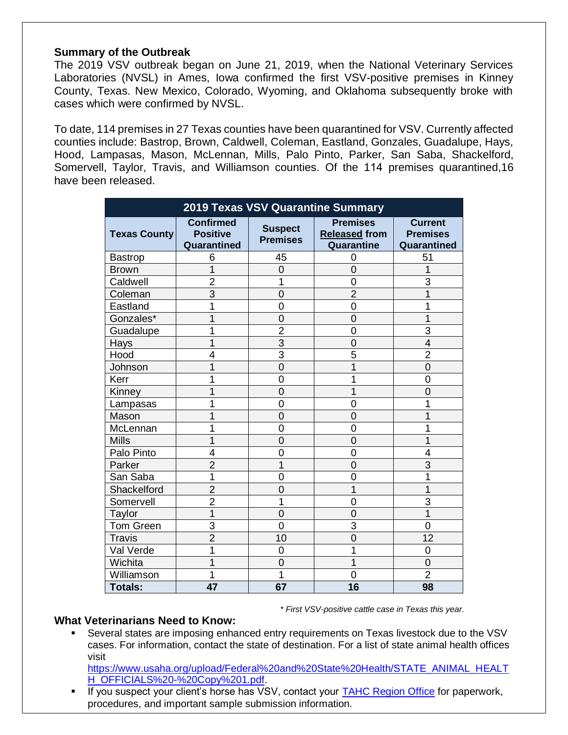**Summary of the Outbreak**

The 2019 VSV outbreak began on June 21, 2019, when the National Veterinary Services Laboratories (NVSL) in Ames, Iowa confirmed the first VSV-positive premises in Kinney County, Texas. New Mexico, Colorado, Wyoming, and Oklahoma subsequently broke with cases which were confirmed by NVSL.

To date, 114 premises in 27 Texas counties have been quarantined for VSV. Currently affected counties include: Bastrop, Brown, Caldwell, Coleman, Eastland, Gonzales, Guadalupe, Hays, Hood, Lampasas, Mason, McLennan, Mills, Palo Pinto, Parker, San Saba, Shackelford, Somervell, Taylor, Travis, and Williamson counties. Of the 114 premises quarantined,16 have been released.

**2019 Texas VSV Quarantine Summary**

| Texas County | Confirmed Positive Quarantined | Suspect Premises | Premises Released from Quarantine | Current Premises Quarantined |
|---|---|---|---|---|
| Bastrop | 6 | 45 | 0 | 51 |
| Brown | 1 | 0 | 0 | 1 |
| Caldwell | 2 | 1 | 0 | 3 |
| Coleman | 3 | 0 | 2 | 1 |
| Eastland | 1 | 0 | 0 | 1 |
| Gonzales* | 1 | 0 | 0 | 1 |
| Guadalupe | 1 | 2 | 0 | 3 |
| Hays | 1 | 3 | 0 | 4 |
| Hood | 4 | 3 | 5 | 2 |
| Johnson | 1 | 0 | 1 | 0 |
| Kerr | 1 | 0 | 1 | 0 |
| Kinney | 1 | 0 | 1 | 0 |
| Lampasas | 1 | 0 | 0 | 1 |
| Mason | 1 | 0 | 0 | 1 |
| McLennan | 1 | 0 | 0 | 1 |
| Mills | 1 | 0 | 0 | 1 |
| Palo Pinto | 4 | 0 | 0 | 4 |
| Parker | 2 | 1 | 0 | 3 |
| San Saba | 1 | 0 | 0 | 1 |
| Shackelford | 2 | 0 | 1 | 1 |
| Somervell | 2 | 1 | 0 | 3 |
| Taylor | 1 | 0 | 0 | 1 |
| Tom Green | 3 | 0 | 3 | 0 |
| Travis | 2 | 10 | 0 | 12 |
| Val Verde | 1 | 0 | 1 | 0 |
| Wichita | 1 | 0 | 1 | 0 |
| Williamson | 1 | 1 | 0 | 2 |
| **Totals:** | **47** | **67** | **16** | **98** |

*\* First VSV-positive cattle case in Texas this year.*

**What Veterinarians Need to Know:**

- Several states are imposing enhanced entry requirements on Texas livestock due to the VSV cases. For information, contact the state of destination. For a list of state animal health offices visit https://www.usaha.org/upload/Federal%20and%20State%20Health/STATE_ANIMAL_HEALTH_OFFICIALS%20-%20Copy%201.pdf.
- If you suspect your client's horse has VSV, contact your TAHC Region Office for paperwork, procedures, and important sample submission information.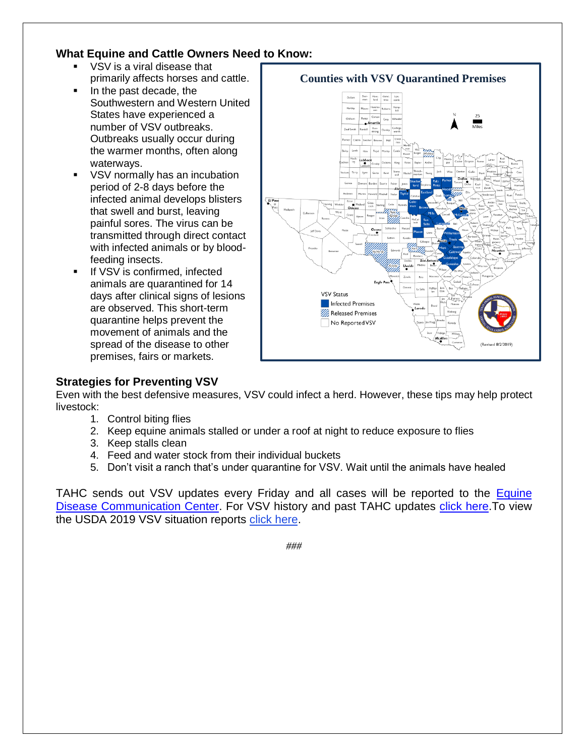## What Equine and Cattle Owners Need to Know:

- VSV is a viral disease that primarily affects horses and cattle.
- In the past decade, the Southwestern and Western United States have experienced a number of VSV outbreaks. Outbreaks usually occur during the warmer months, often along waterways.
- VSV normally has an incubation period of 2-8 days before the infected animal develops blisters that swell and burst, leaving painful sores. The virus can be transmitted through direct contact with infected animals or by blood-feeding insects.
- If VSV is confirmed, infected animals are quarantined for 14 days after clinical signs of lesions are observed. This short-term quarantine helps prevent the movement of animals and the spread of the disease to other premises, fairs or markets.

**Counties with VSV Quarantined Premises**

VSV Status

Infected Premises

Released Premises

No Reported VSV

25 Miles

(Revised 8/2/2019)

## Strategies for Preventing VSV

Even with the best defensive measures, VSV could infect a herd. However, these tips may help protect livestock:

1. Control biting flies
2. Keep equine animals stalled or under a roof at night to reduce exposure to flies
3. Keep stalls clean
4. Feed and water stock from their individual buckets
5. Don't visit a ranch that's under quarantine for VSV. Wait until the animals have healed

TAHC sends out VSV updates every Friday and all cases will be reported to the Equine Disease Communication Center. For VSV history and past TAHC updates click here.To view the USDA 2019 VSV situation reports click here.

###